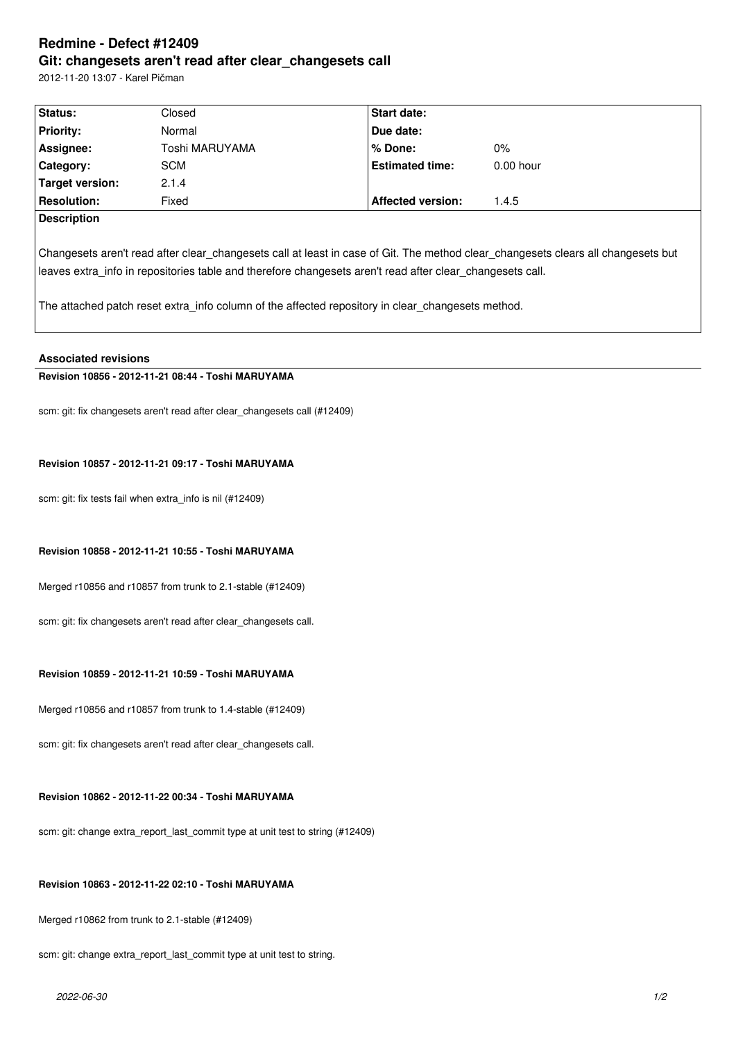# Redmine - Defect #12409
## Git: changesets aren't read after clear_changesets call

2012-11-20 13:07 - Karel Pičman

| **Status:** | Closed | **Start date:** | |
|---|---|---|---|
| **Priority:** | Normal | **Due date:** | |
| **Assignee:** | Toshi MARUYAMA | **% Done:** | 0% |
| **Category:** | SCM | **Estimated time:** | 0.00 hour |
| **Target version:** | 2.1.4 | | |
| **Resolution:** | Fixed | **Affected version:** | 1.4.5 |

**Description**

Changesets aren't read after clear_changesets call at least in case of Git. The method clear_changesets clears all changesets but leaves extra_info in repositories table and therefore changesets aren't read after clear_changesets call.

The attached patch reset extra_info column of the affected repository in clear_changesets method.

### Associated revisions

**Revision 10856 - 2012-11-21 08:44 - Toshi MARUYAMA**

scm: git: fix changesets aren't read after clear_changesets call (#12409)

**Revision 10857 - 2012-11-21 09:17 - Toshi MARUYAMA**

scm: git: fix tests fail when extra_info is nil (#12409)

**Revision 10858 - 2012-11-21 10:55 - Toshi MARUYAMA**

Merged r10856 and r10857 from trunk to 2.1-stable (#12409)

scm: git: fix changesets aren't read after clear_changesets call.

**Revision 10859 - 2012-11-21 10:59 - Toshi MARUYAMA**

Merged r10856 and r10857 from trunk to 1.4-stable (#12409)

scm: git: fix changesets aren't read after clear_changesets call.

**Revision 10862 - 2012-11-22 00:34 - Toshi MARUYAMA**

scm: git: change extra_report_last_commit type at unit test to string (#12409)

**Revision 10863 - 2012-11-22 02:10 - Toshi MARUYAMA**

Merged r10862 from trunk to 2.1-stable (#12409)

scm: git: change extra_report_last_commit type at unit test to string.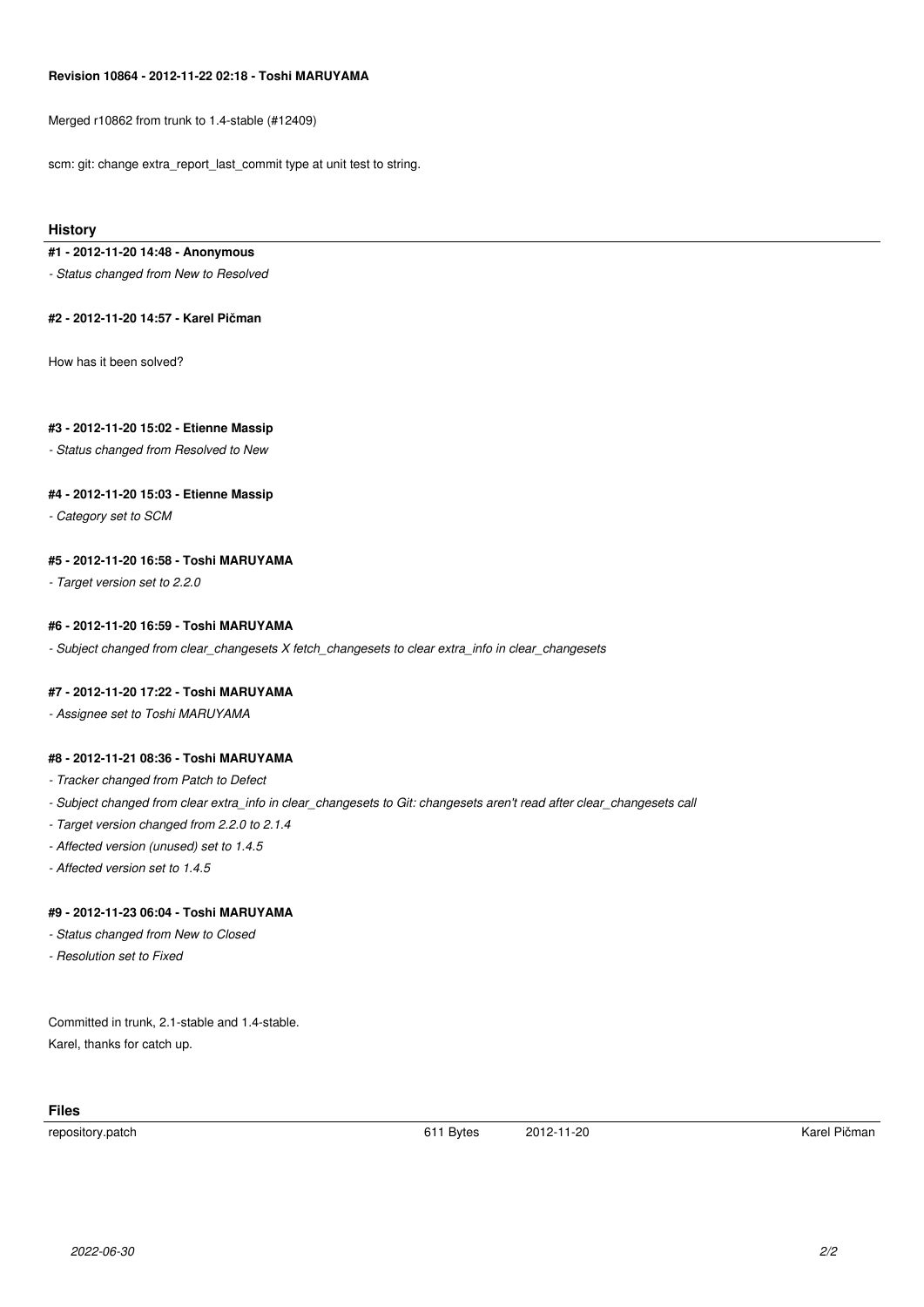**Revision 10864 - 2012-11-22 02:18 - Toshi MARUYAMA**

Merged r10862 from trunk to 1.4-stable (#12409)

scm: git: change extra_report_last_commit type at unit test to string.

## History

### #1 - 2012-11-20 14:48 - Anonymous

*- Status changed from New to Resolved*

### #2 - 2012-11-20 14:57 - Karel Pičman

How has it been solved?

### #3 - 2012-11-20 15:02 - Etienne Massip

*- Status changed from Resolved to New*

### #4 - 2012-11-20 15:03 - Etienne Massip

*- Category set to SCM*

### #5 - 2012-11-20 16:58 - Toshi MARUYAMA

*- Target version set to 2.2.0*

### #6 - 2012-11-20 16:59 - Toshi MARUYAMA

*- Subject changed from clear_changesets X fetch_changesets to clear extra_info in clear_changesets*

### #7 - 2012-11-20 17:22 - Toshi MARUYAMA

*- Assignee set to Toshi MARUYAMA*

### #8 - 2012-11-21 08:36 - Toshi MARUYAMA

*- Tracker changed from Patch to Defect*

*- Subject changed from clear extra_info in clear_changesets to Git: changesets aren't read after clear_changesets call*

*- Target version changed from 2.2.0 to 2.1.4*

*- Affected version (unused) set to 1.4.5*

*- Affected version set to 1.4.5*

### #9 - 2012-11-23 06:04 - Toshi MARUYAMA

*- Status changed from New to Closed*

*- Resolution set to Fixed*

Committed in trunk, 2.1-stable and 1.4-stable.
Karel, thanks for catch up.

## Files

| | | | |
|---|---|---|---|
| repository.patch | 611 Bytes | 2012-11-20 | Karel Pičman |